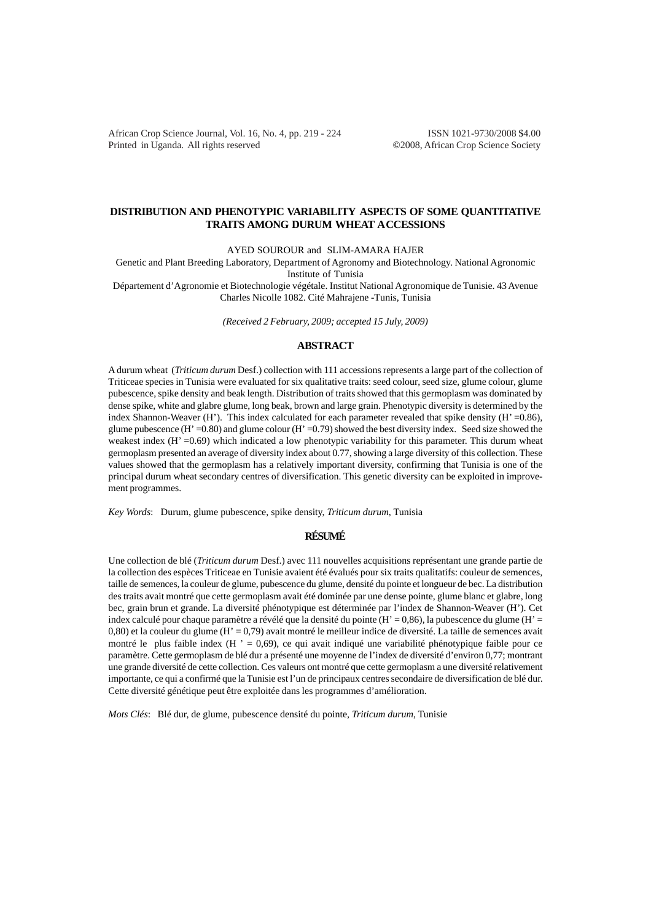# DISTRIBUTION AND PHENOTYPIC VARIABILITY ASPECTS OF SOME QUANTITATIVE TRAITS AMONG DURUM WHEAT ACCESSIONS

AYED SOUROUR and SLIM-AMARA HAJER

Genetic and Plant Breeding Laboratory, Department of Agronomy and Biotechnology. National Agronomic Institute of Tunisia

Département d'Agronomie et Biotechnologie végétale. Institut National Agronomique de Tunisie. 43 Avenue Charles Nicolle 1082. Cité Mahrajene -Tunis, Tunisia

*(Received 2 February, 2009; accepted 15 July, 2009)*

## ABSTRACT

A durum wheat (*Triticum durum* Desf.) collection with 111 accessions represents a large part of the collection of Triticeae species in Tunisia were evaluated for six qualitative traits: seed colour, seed size, glume colour, glume pubescence, spike density and beak length. Distribution of traits showed that this germoplasm was dominated by dense spike, white and glabre glume, long beak, brown and large grain. Phenotypic diversity is determined by the index Shannon-Weaver (H'). This index calculated for each parameter revealed that spike density (H' =0.86), glume pubescence (H' =0.80) and glume colour (H' =0.79) showed the best diversity index. Seed size showed the weakest index (H' =0.69) which indicated a low phenotypic variability for this parameter. This durum wheat germoplasm presented an average of diversity index about 0.77, showing a large diversity of this collection. These values showed that the germoplasm has a relatively important diversity, confirming that Tunisia is one of the principal durum wheat secondary centres of diversification. This genetic diversity can be exploited in improvement programmes.

*Key Words*: Durum, glume pubescence, spike density, *Triticum durum*, Tunisia

## RÉSUMÉ

Une collection de blé (*Triticum durum* Desf.) avec 111 nouvelles acquisitions représentant une grande partie de la collection des espèces Triticeae en Tunisie avaient été évalués pour six traits qualitatifs: couleur de semences, taille de semences, la couleur de glume, pubescence du glume, densité du pointe et longueur de bec. La distribution des traits avait montré que cette germoplasm avait été dominée par une dense pointe, glume blanc et glabre, long bec, grain brun et grande. La diversité phénotypique est déterminée par l'index de Shannon-Weaver (H'). Cet index calculé pour chaque paramètre a révélé que la densité du pointe (H' = 0,86), la pubescence du glume (H' = 0,80) et la couleur du glume (H' = 0,79) avait montré le meilleur indice de diversité. La taille de semences avait montré le plus faible index (H ' = 0,69), ce qui avait indiqué une variabilité phénotypique faible pour ce paramètre. Cette germoplasm de blé dur a présenté une moyenne de l'index de diversité d'environ 0,77; montrant une grande diversité de cette collection. Ces valeurs ont montré que cette germoplasm a une diversité relativement importante, ce qui a confirmé que la Tunisie est l'un de principaux centres secondaire de diversification de blé dur. Cette diversité génétique peut être exploitée dans les programmes d'amélioration.

*Mots Clés*: Blé dur, de glume, pubescence densité du pointe, *Triticum durum*, Tunisie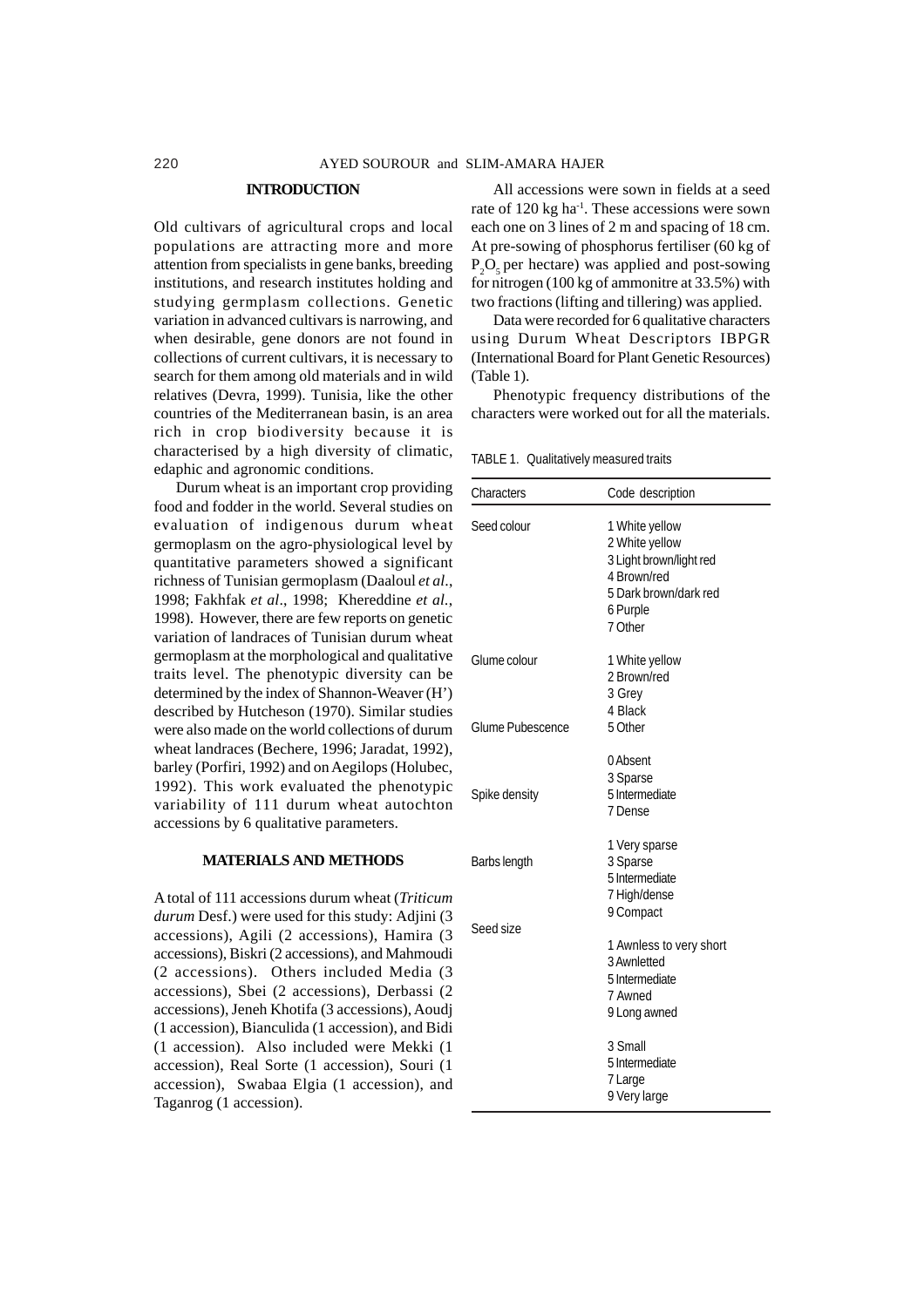## INTRODUCTION

Old cultivars of agricultural crops and local populations are attracting more and more attention from specialists in gene banks, breeding institutions, and research institutes holding and studying germplasm collections. Genetic variation in advanced cultivars is narrowing, and when desirable, gene donors are not found in collections of current cultivars, it is necessary to search for them among old materials and in wild relatives (Devra, 1999). Tunisia, like the other countries of the Mediterranean basin, is an area rich in crop biodiversity because it is characterised by a high diversity of climatic, edaphic and agronomic conditions.

Durum wheat is an important crop providing food and fodder in the world. Several studies on evaluation of indigenous durum wheat germoplasm on the agro-physiological level by quantitative parameters showed a significant richness of Tunisian germoplasm (Daaloul *et al*., 1998; Fakhfak *et al*., 1998; Khereddine *et al*., 1998). However, there are few reports on genetic variation of landraces of Tunisian durum wheat germoplasm at the morphological and qualitative traits level. The phenotypic diversity can be determined by the index of Shannon-Weaver (H') described by Hutcheson (1970). Similar studies were also made on the world collections of durum wheat landraces (Bechere, 1996; Jaradat, 1992), barley (Porfiri, 1992) and on Aegilops (Holubec, 1992). This work evaluated the phenotypic variability of 111 durum wheat autochton accessions by 6 qualitative parameters.

## MATERIALS AND METHODS

A total of 111 accessions durum wheat (*Triticum durum* Desf.) were used for this study: Adjini (3 accessions), Agili (2 accessions), Hamira (3 accessions), Biskri (2 accessions), and Mahmoudi (2 accessions). Others included Media (3 accessions), Sbei (2 accessions), Derbassi (2 accessions), Jeneh Khotifa (3 accessions), Aoudj (1 accession), Bianculida (1 accession), and Bidi (1 accession). Also included were Mekki (1 accession), Real Sorte (1 accession), Souri (1 accession), Swabaa Elgia (1 accession), and Taganrog (1 accession).

All accessions were sown in fields at a seed rate of 120 kg ha$^{-1}$. These accessions were sown each one on 3 lines of 2 m and spacing of 18 cm. At pre-sowing of phosphorus fertiliser (60 kg of $P_2O_5$ per hectare) was applied and post-sowing for nitrogen (100 kg of ammonitre at 33.5%) with two fractions (lifting and tillering) was applied.

Data were recorded for 6 qualitative characters using Durum Wheat Descriptors IBPGR (International Board for Plant Genetic Resources) (Table 1).

Phenotypic frequency distributions of the characters were worked out for all the materials.

TABLE 1. Qualitatively measured traits

| Characters | Code description |
|---|---|
| Seed colour | 1 White yellow |
| | 2 White yellow |
| | 3 Light brown/light red |
| | 4 Brown/red |
| | 5 Dark brown/dark red |
| | 6 Purple |
| | 7 Other |
| Glume colour | 1 White yellow |
| | 2 Brown/red |
| | 3 Grey |
| | 4 Black |
| Glume Pubescence | 5 Other |
| | 0 Absent |
| | 3 Sparse |
| Spike density | 5 Intermediate |
| | 7 Dense |
| | 1 Very sparse |
| Barbs length | 3 Sparse |
| | 5 Intermediate |
| | 7 High/dense |
| | 9 Compact |
| Seed size | |
| | 1 Awnless to very short |
| | 3 Awnletted |
| | 5 Intermediate |
| | 7 Awned |
| | 9 Long awned |
| | 3 Small |
| | 5 Intermediate |
| | 7 Large |
| | 9 Very large |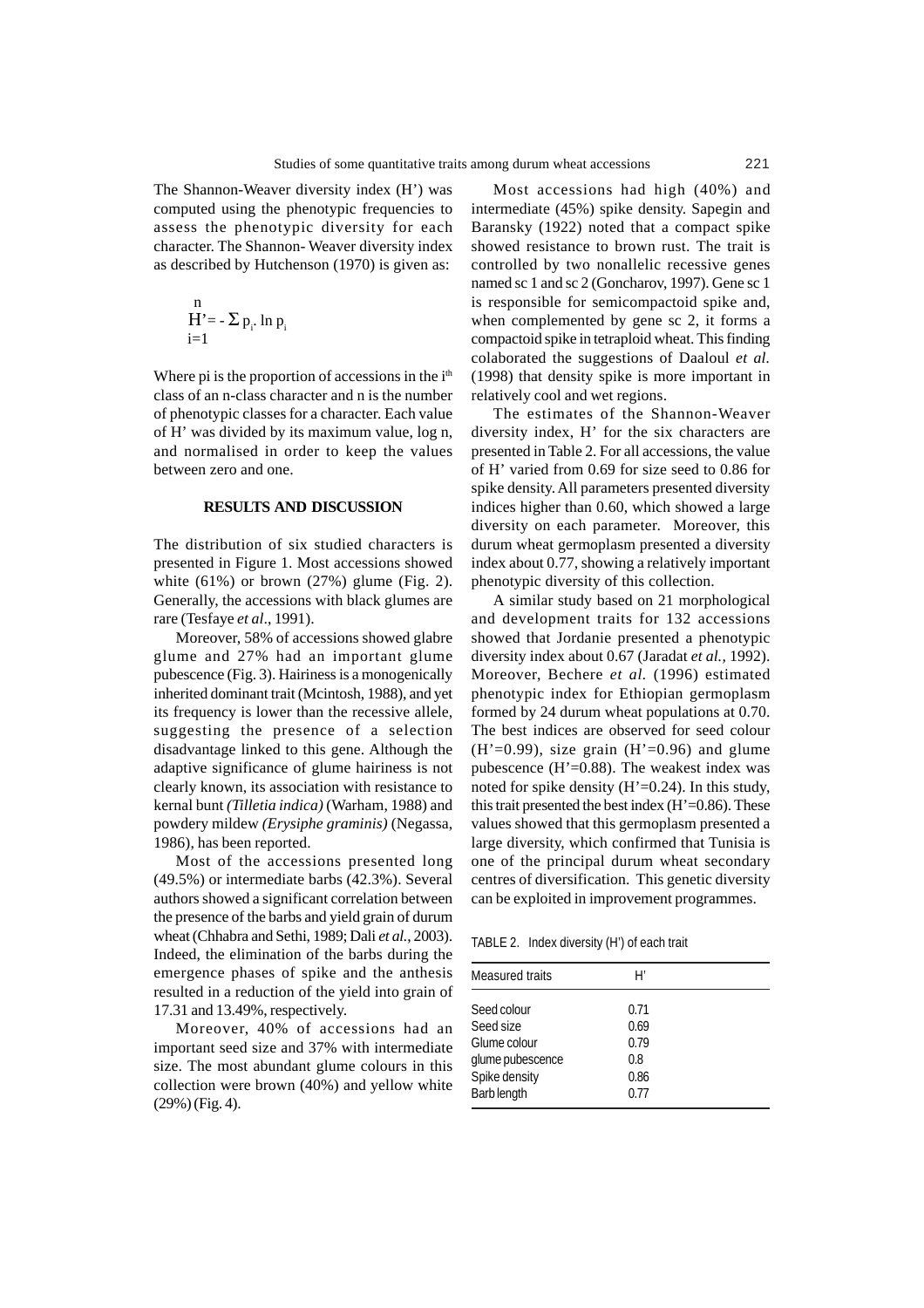The Shannon-Weaver diversity index (H') was computed using the phenotypic frequencies to assess the phenotypic diversity for each character. The Shannon- Weaver diversity index as described by Hutchenson (1970) is given as:

$$H' = -\sum_{i=1}^{n} p_i . \ln p_i$$

Where pi is the proportion of accessions in the $i^{th}$ class of an n-class character and n is the number of phenotypic classes for a character. Each value of H' was divided by its maximum value, log n, and normalised in order to keep the values between zero and one.

## RESULTS AND DISCUSSION

The distribution of six studied characters is presented in Figure 1. Most accessions showed white (61%) or brown (27%) glume (Fig. 2). Generally, the accessions with black glumes are rare (Tesfaye *et al*., 1991).

Moreover, 58% of accessions showed glabre glume and 27% had an important glume pubescence (Fig. 3). Hairiness is a monogenically inherited dominant trait (Mcintosh, 1988), and yet its frequency is lower than the recessive allele, suggesting the presence of a selection disadvantage linked to this gene. Although the adaptive significance of glume hairiness is not clearly known, its association with resistance to kernal bunt *(Tilletia indica)* (Warham, 1988) and powdery mildew *(Erysiphe graminis)* (Negassa, 1986), has been reported.

Most of the accessions presented long (49.5%) or intermediate barbs (42.3%). Several authors showed a significant correlation between the presence of the barbs and yield grain of durum wheat (Chhabra and Sethi, 1989; Dali *et al*., 2003). Indeed, the elimination of the barbs during the emergence phases of spike and the anthesis resulted in a reduction of the yield into grain of 17.31 and 13.49%, respectively.

Moreover, 40% of accessions had an important seed size and 37% with intermediate size. The most abundant glume colours in this collection were brown (40%) and yellow white (29%) (Fig. 4).

Most accessions had high (40%) and intermediate (45%) spike density. Sapegin and Baransky (1922) noted that a compact spike showed resistance to brown rust. The trait is controlled by two nonallelic recessive genes named sc 1 and sc 2 (Goncharov, 1997). Gene sc 1 is responsible for semicompactoid spike and, when complemented by gene sc 2, it forms a compactoid spike in tetraploid wheat. This finding colaborated the suggestions of Daaloul *et al.* (1998) that density spike is more important in relatively cool and wet regions.

The estimates of the Shannon-Weaver diversity index, H' for the six characters are presented in Table 2. For all accessions, the value of H' varied from 0.69 for size seed to 0.86 for spike density. All parameters presented diversity indices higher than 0.60, which showed a large diversity on each parameter. Moreover, this durum wheat germoplasm presented a diversity index about 0.77, showing a relatively important phenotypic diversity of this collection.

A similar study based on 21 morphological and development traits for 132 accessions showed that Jordanie presented a phenotypic diversity index about 0.67 (Jaradat *et al.,* 1992). Moreover, Bechere *et al.* (1996) estimated phenotypic index for Ethiopian germoplasm formed by 24 durum wheat populations at 0.70. The best indices are observed for seed colour (H'=0.99), size grain (H'=0.96) and glume pubescence (H'=0.88). The weakest index was noted for spike density (H'=0.24). In this study, this trait presented the best index (H'=0.86). These values showed that this germoplasm presented a large diversity, which confirmed that Tunisia is one of the principal durum wheat secondary centres of diversification. This genetic diversity can be exploited in improvement programmes.

TABLE 2. Index diversity (H') of each trait

| Measured traits | H' |
|---|---|
| Seed colour | 0.71 |
| Seed size | 0.69 |
| Glume colour | 0.79 |
| glume pubescence | 0.8 |
| Spike density | 0.86 |
| Barb length | 0.77 |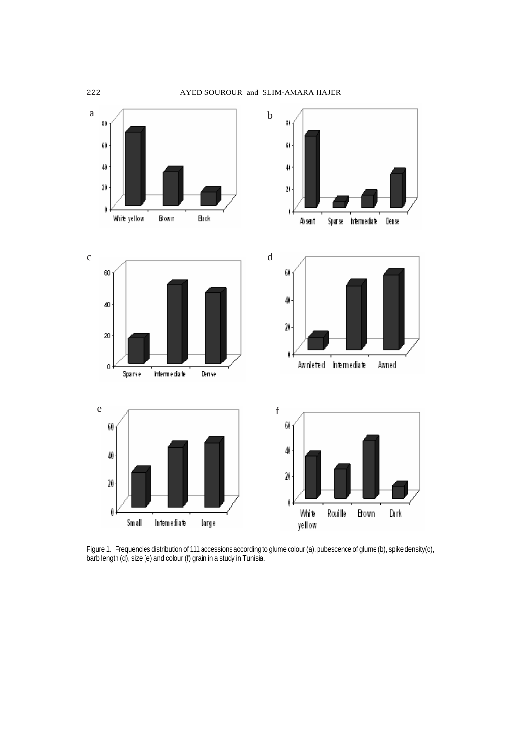Figure 1. Frequencies distribution of 111 accessions according to glume colour (a), pubescence of glume (b), spike density(c), barb length (d), size (e) and colour (f) grain in a study in Tunisia.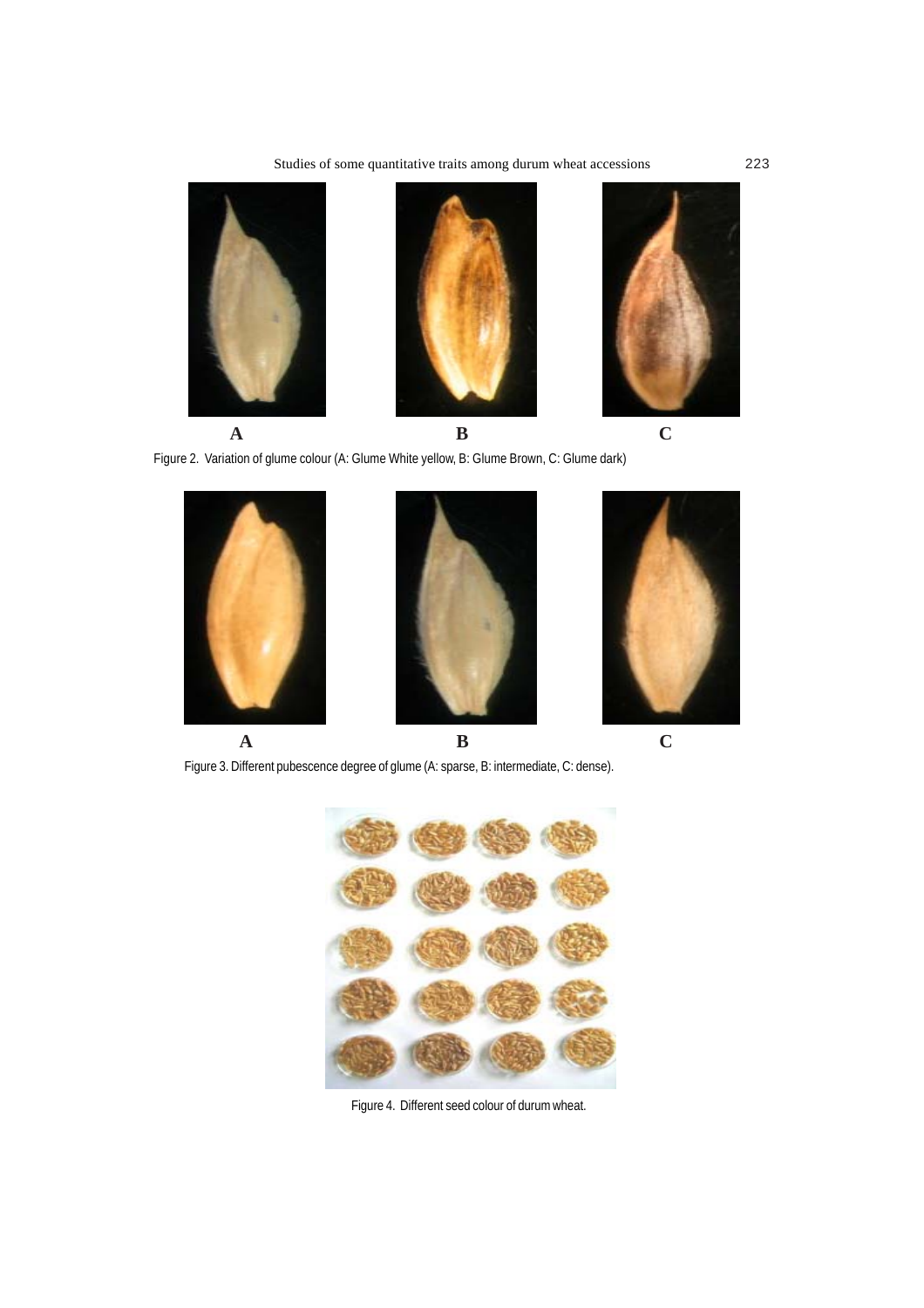A B C

Figure 2. Variation of glume colour (A: Glume White yellow, B: Glume Brown, C: Glume dark)

A B C

Figure 3. Different pubescence degree of glume (A: sparse, B: intermediate, C: dense).

Figure 4. Different seed colour of durum wheat.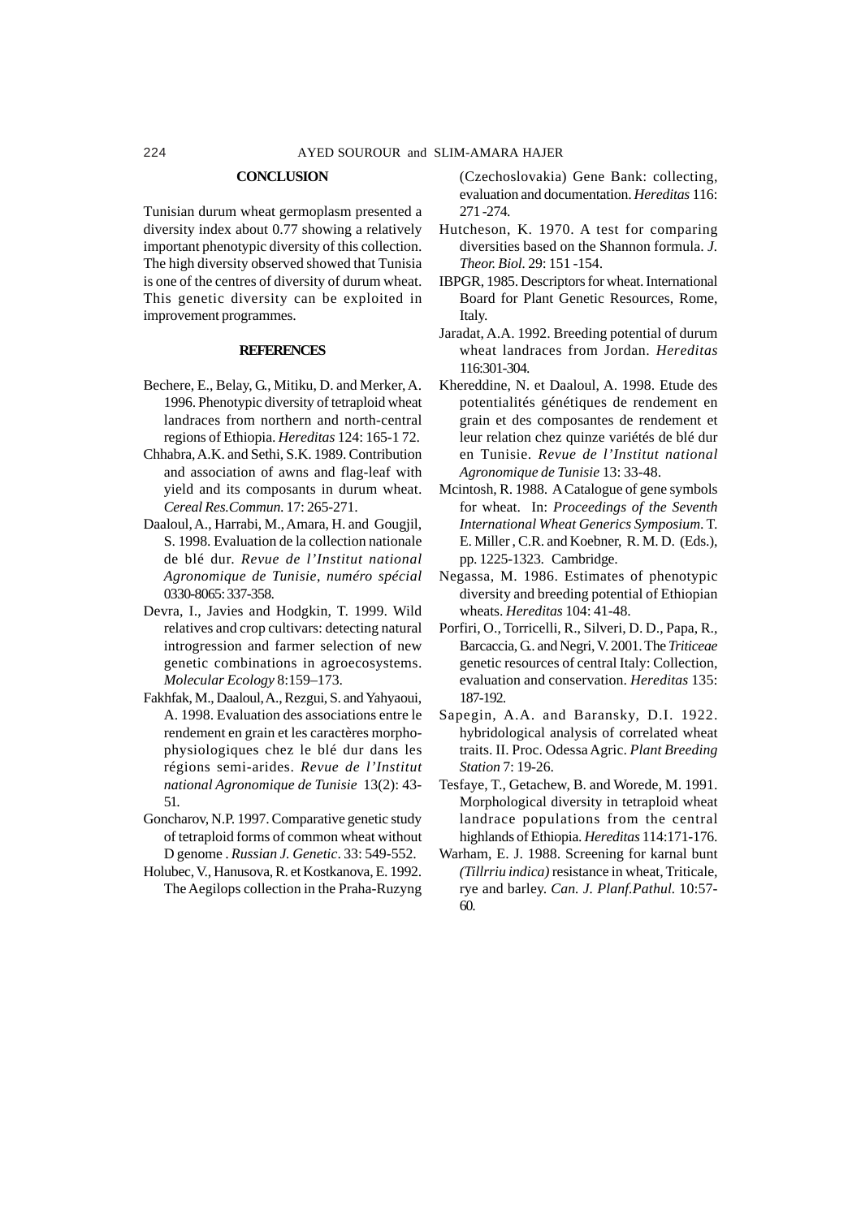## CONCLUSION

Tunisian durum wheat germoplasm presented a diversity index about 0.77 showing a relatively important phenotypic diversity of this collection. The high diversity observed showed that Tunisia is one of the centres of diversity of durum wheat. This genetic diversity can be exploited in improvement programmes.

## REFERENCES

Bechere, E., Belay, G., Mitiku, D. and Merker, A. 1996. Phenotypic diversity of tetraploid wheat landraces from northern and north-central regions of Ethiopia. *Hereditas* 124: 165-1 72.

Chhabra, A.K. and Sethi, S.K. 1989. Contribution and association of awns and flag-leaf with yield and its composants in durum wheat. *Cereal Res.Commun.* 17: 265-271.

Daaloul, A., Harrabi, M., Amara, H. and Gougjil, S. 1998. Evaluation de la collection nationale de blé dur. *Revue de l'Institut national Agronomique de Tunisie, numéro spécial* 0330-8065: 337-358.

Devra, I., Javies and Hodgkin, T. 1999. Wild relatives and crop cultivars: detecting natural introgression and farmer selection of new genetic combinations in agroecosystems. *Molecular Ecology* 8:159–173.

Fakhfak, M., Daaloul, A., Rezgui, S. and Yahyaoui, A. 1998. Evaluation des associations entre le rendement en grain et les caractères morpho-physiologiques chez le blé dur dans les régions semi-arides. *Revue de l'Institut national Agronomique de Tunisie* 13(2): 43-51.

Goncharov, N.P. 1997. Comparative genetic study of tetraploid forms of common wheat without D genome . *Russian J. Genetic*. 33: 549-552.

Holubec, V., Hanusova, R. et Kostkanova, E. 1992. The Aegilops collection in the Praha-Ruzyng (Czechoslovakia) Gene Bank: collecting, evaluation and documentation. *Hereditas* 116: 271 -274.

Hutcheson, K. 1970. A test for comparing diversities based on the Shannon formula. *J. Theor. Biol.* 29: 151 -154.

IBPGR, 1985. Descriptors for wheat. International Board for Plant Genetic Resources, Rome, Italy.

Jaradat, A.A. 1992. Breeding potential of durum wheat landraces from Jordan. *Hereditas* 116:301-304.

Khereddine, N. et Daaloul, A. 1998. Etude des potentialités génétiques de rendement en grain et des composantes de rendement et leur relation chez quinze variétés de blé dur en Tunisie. *Revue de l'Institut national Agronomique de Tunisie* 13: 33-48.

Mcintosh, R. 1988. A Catalogue of gene symbols for wheat. In: *Proceedings of the Seventh International Wheat Generics Symposium*. T. E. Miller , C.R. and Koebner, R. M. D. (Eds.), pp. 1225-1323. Cambridge.

Negassa, M. 1986. Estimates of phenotypic diversity and breeding potential of Ethiopian wheats. *Hereditas* 104: 41-48.

Porfiri, O., Torricelli, R., Silveri, D. D., Papa, R., Barcaccia, G.. and Negri, V. 2001. The *Triticeae* genetic resources of central Italy: Collection, evaluation and conservation. *Hereditas* 135: 187-192.

Sapegin, A.A. and Baransky, D.I. 1922. hybridological analysis of correlated wheat traits. II. Proc. Odessa Agric. *Plant Breeding Station* 7: 19-26.

Tesfaye, T., Getachew, B. and Worede, M. 1991. Morphological diversity in tetraploid wheat landrace populations from the central highlands of Ethiopia. *Hereditas* 114:171-176.

Warham, E. J. 1988. Screening for karnal bunt *(Tillrriu indica)* resistance in wheat, Triticale, rye and barley. *Can. J. Planf.Pathul.* 10:57-60.